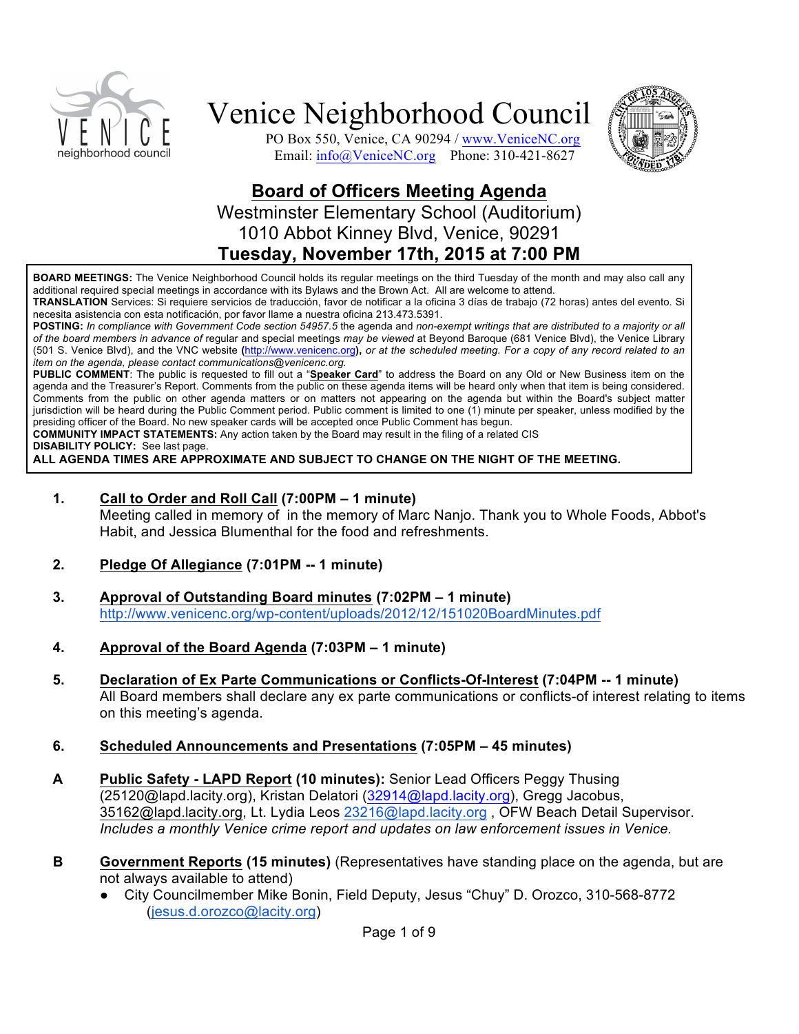# Venice Neighborhood Council

PO Box 550, Venice, CA 90294 / www.VeniceNC.org
Email: info@VeniceNC.org    Phone: 310-421-8627

## Board of Officers Meeting Agenda

Westminster Elementary School (Auditorium)
1010 Abbot Kinney Blvd, Venice, 90291
**Tuesday, November 17th, 2015 at 7:00 PM**

**BOARD MEETINGS:** The Venice Neighborhood Council holds its regular meetings on the third Tuesday of the month and may also call any additional required special meetings in accordance with its Bylaws and the Brown Act. All are welcome to attend.
**TRANSLATION** Services: Si requiere servicios de traducción, favor de notificar a la oficina 3 días de trabajo (72 horas) antes del evento. Si necesita asistencia con esta notificación, por favor llame a nuestra oficina 213.473.5391.
**POSTING:** *In compliance with Government Code section 54957.5* the agenda and *non-exempt writings that are distributed to a majority or all of the board members in advance of* regular and special meetings *may be viewed* at Beyond Baroque (681 Venice Blvd), the Venice Library (501 S. Venice Blvd), and the VNC website (http://www.venicenc.org)**,** *or at the scheduled meeting. For a copy of any record related to an item on the agenda, please contact communications@venicenc.org.*
**PUBLIC COMMENT**: The public is requested to fill out a "**Speaker Card**" to address the Board on any Old or New Business item on the agenda and the Treasurer's Report. Comments from the public on these agenda items will be heard only when that item is being considered. Comments from the public on other agenda matters or on matters not appearing on the agenda but within the Board's subject matter jurisdiction will be heard during the Public Comment period. Public comment is limited to one (1) minute per speaker, unless modified by the presiding officer of the Board. No new speaker cards will be accepted once Public Comment has begun.
**COMMUNITY IMPACT STATEMENTS:** Any action taken by the Board may result in the filing of a related CIS
**DISABILITY POLICY:** See last page.
**ALL AGENDA TIMES ARE APPROXIMATE AND SUBJECT TO CHANGE ON THE NIGHT OF THE MEETING.**

1. **Call to Order and Roll Call (7:00PM – 1 minute)**
   Meeting called in memory of in the memory of Marc Nanjo. Thank you to Whole Foods, Abbot's Habit, and Jessica Blumenthal for the food and refreshments.

2. **Pledge Of Allegiance (7:01PM -- 1 minute)**

3. **Approval of Outstanding Board minutes (7:02PM – 1 minute)**
   http://www.venicenc.org/wp-content/uploads/2012/12/151020BoardMinutes.pdf

4. **Approval of the Board Agenda (7:03PM – 1 minute)**

5. **Declaration of Ex Parte Communications or Conflicts-Of-Interest (7:04PM -- 1 minute)**
   All Board members shall declare any ex parte communications or conflicts-of interest relating to items on this meeting's agenda.

6. **Scheduled Announcements and Presentations (7:05PM – 45 minutes)**

**A** **Public Safety - LAPD Report (10 minutes):** Senior Lead Officers Peggy Thusing (25120@lapd.lacity.org), Kristan Delatori (32914@lapd.lacity.org), Gregg Jacobus, 35162@lapd.lacity.org, Lt. Lydia Leos 23216@lapd.lacity.org , OFW Beach Detail Supervisor. *Includes a monthly Venice crime report and updates on law enforcement issues in Venice.*

**B** **Government Reports (15 minutes)** (Representatives have standing place on the agenda, but are not always available to attend)

- City Councilmember Mike Bonin, Field Deputy, Jesus "Chuy" D. Orozco, 310-568-8772 (jesus.d.orozco@lacity.org)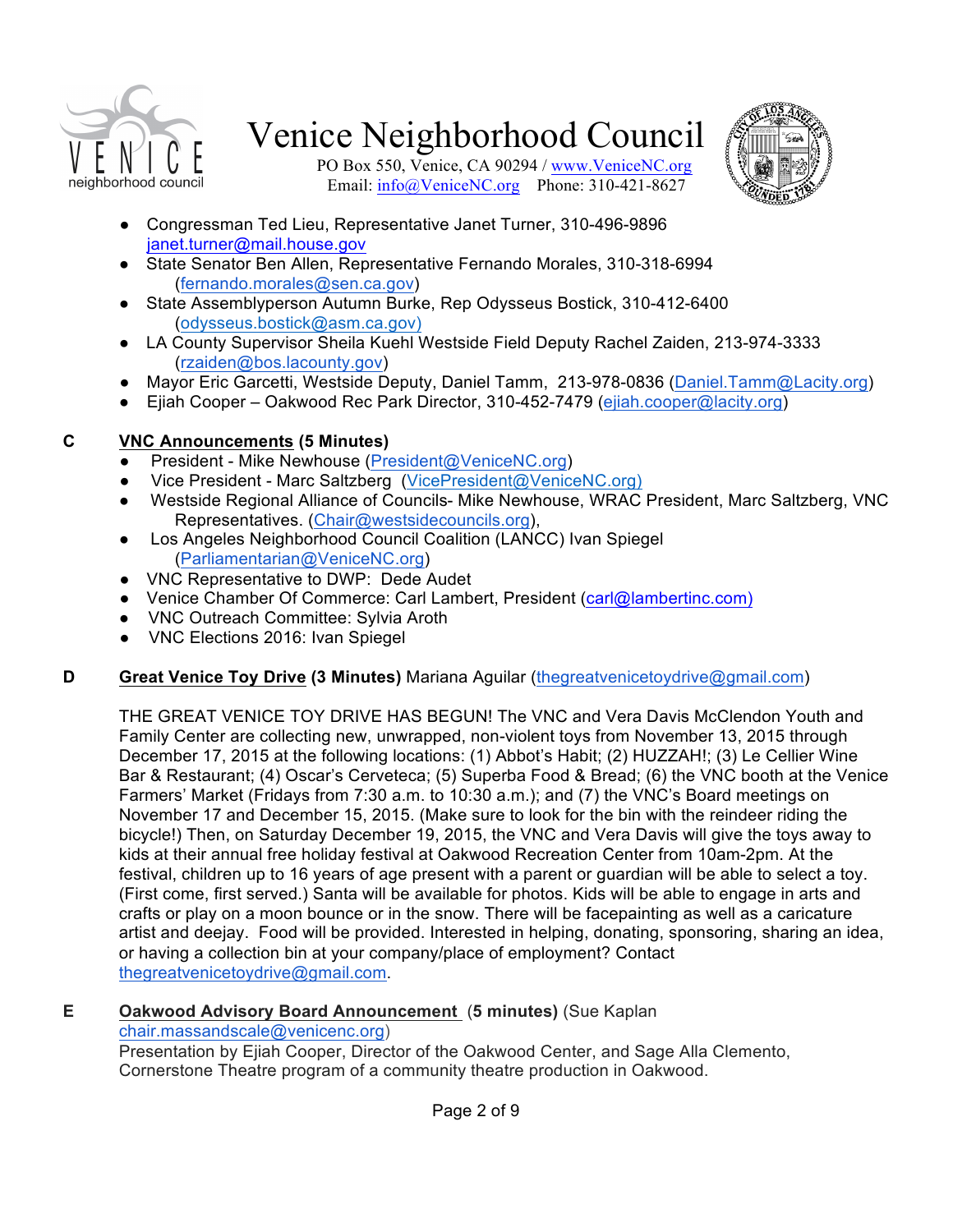- Congressman Ted Lieu, Representative Janet Turner, 310-496-9896 janet.turner@mail.house.gov
- State Senator Ben Allen, Representative Fernando Morales, 310-318-6994 (fernando.morales@sen.ca.gov)
- State Assemblyperson Autumn Burke, Rep Odysseus Bostick, 310-412-6400 (odysseus.bostick@asm.ca.gov)
- LA County Supervisor Sheila Kuehl Westside Field Deputy Rachel Zaiden, 213-974-3333 (rzaiden@bos.lacounty.gov)
- Mayor Eric Garcetti, Westside Deputy, Daniel Tamm, 213-978-0836 (Daniel.Tamm@Lacity.org)
- Ejiah Cooper – Oakwood Rec Park Director, 310-452-7479 (ejiah.cooper@lacity.org)

**C** **VNC Announcements (5 Minutes)**

- President - Mike Newhouse (President@VeniceNC.org)
- Vice President - Marc Saltzberg (VicePresident@VeniceNC.org)
- Westside Regional Alliance of Councils- Mike Newhouse, WRAC President, Marc Saltzberg, VNC Representatives. (Chair@westsidecouncils.org),
- Los Angeles Neighborhood Council Coalition (LANCC) Ivan Spiegel (Parliamentarian@VeniceNC.org)
- VNC Representative to DWP: Dede Audet
- Venice Chamber Of Commerce: Carl Lambert, President (carl@lambertinc.com)
- VNC Outreach Committee: Sylvia Aroth
- VNC Elections 2016: Ivan Spiegel

**D** **Great Venice Toy Drive (3 Minutes)** Mariana Aguilar (thegreatvenicetoydrive@gmail.com)

THE GREAT VENICE TOY DRIVE HAS BEGUN! The VNC and Vera Davis McClendon Youth and Family Center are collecting new, unwrapped, non-violent toys from November 13, 2015 through December 17, 2015 at the following locations: (1) Abbot's Habit; (2) HUZZAH!; (3) Le Cellier Wine Bar & Restaurant; (4) Oscar's Cerveteca; (5) Superba Food & Bread; (6) the VNC booth at the Venice Farmers' Market (Fridays from 7:30 a.m. to 10:30 a.m.); and (7) the VNC's Board meetings on November 17 and December 15, 2015. (Make sure to look for the bin with the reindeer riding the bicycle!) Then, on Saturday December 19, 2015, the VNC and Vera Davis will give the toys away to kids at their annual free holiday festival at Oakwood Recreation Center from 10am-2pm. At the festival, children up to 16 years of age present with a parent or guardian will be able to select a toy. (First come, first served.) Santa will be available for photos. Kids will be able to engage in arts and crafts or play on a moon bounce or in the snow. There will be facepainting as well as a caricature artist and deejay. Food will be provided. Interested in helping, donating, sponsoring, sharing an idea, or having a collection bin at your company/place of employment? Contact thegreatvenicetoydrive@gmail.com.

**E** **Oakwood Advisory Board Announcement (5 minutes)** (Sue Kaplan chair.massandscale@venicenc.org)

Presentation by Ejiah Cooper, Director of the Oakwood Center, and Sage Alla Clemento, Cornerstone Theatre program of a community theatre production in Oakwood.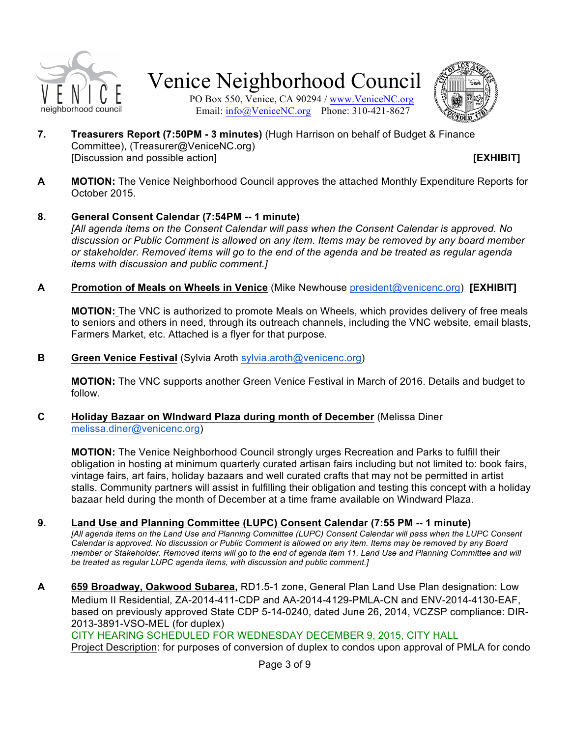**7. Treasurers Report (7:50PM - 3 minutes)** (Hugh Harrison on behalf of Budget & Finance Committee), (Treasurer@VeniceNC.org)
[Discussion and possible action] **[EXHIBIT]**

**A** **MOTION:** The Venice Neighborhood Council approves the attached Monthly Expenditure Reports for October 2015.

**8. General Consent Calendar (7:54PM -- 1 minute)**
*[All agenda items on the Consent Calendar will pass when the Consent Calendar is approved. No discussion or Public Comment is allowed on any item. Items may be removed by any board member or stakeholder. Removed items will go to the end of the agenda and be treated as regular agenda items with discussion and public comment.]*

**A** **Promotion of Meals on Wheels in Venice** (Mike Newhouse president@venicenc.org) **[EXHIBIT]**

**MOTION:** The VNC is authorized to promote Meals on Wheels, which provides delivery of free meals to seniors and others in need, through its outreach channels, including the VNC website, email blasts, Farmers Market, etc. Attached is a flyer for that purpose.

**B** **Green Venice Festival** (Sylvia Aroth sylvia.aroth@venicenc.org)

**MOTION:** The VNC supports another Green Venice Festival in March of 2016. Details and budget to follow.

**C** **Holiday Bazaar on WIndward Plaza during month of December** (Melissa Diner melissa.diner@venicenc.org)

**MOTION:** The Venice Neighborhood Council strongly urges Recreation and Parks to fulfill their obligation in hosting at minimum quarterly curated artisan fairs including but not limited to: book fairs, vintage fairs, art fairs, holiday bazaars and well curated crafts that may not be permitted in artist stalls. Community partners will assist in fulfilling their obligation and testing this concept with a holiday bazaar held during the month of December at a time frame available on Windward Plaza.

**9. Land Use and Planning Committee (LUPC) Consent Calendar (7:55 PM -- 1 minute)**
*[All agenda items on the Land Use and Planning Committee (LUPC) Consent Calendar will pass when the LUPC Consent Calendar is approved. No discussion or Public Comment is allowed on any item. Items may be removed by any Board member or Stakeholder. Removed items will go to the end of agenda item 11. Land Use and Planning Committee and will be treated as regular LUPC agenda items, with discussion and public comment.]*

**A** **659 Broadway, Oakwood Subarea,** RD1.5-1 zone, General Plan Land Use Plan designation: Low Medium II Residential, ZA-2014-411-CDP and AA-2014-4129-PMLA-CN and ENV-2014-4130-EAF, based on previously approved State CDP 5-14-0240, dated June 26, 2014, VCZSP compliance: DIR-2013-3891-VSO-MEL (for duplex)
CITY HEARING SCHEDULED FOR WEDNESDAY DECEMBER 9, 2015, CITY HALL
Project Description: for purposes of conversion of duplex to condos upon approval of PMLA for condo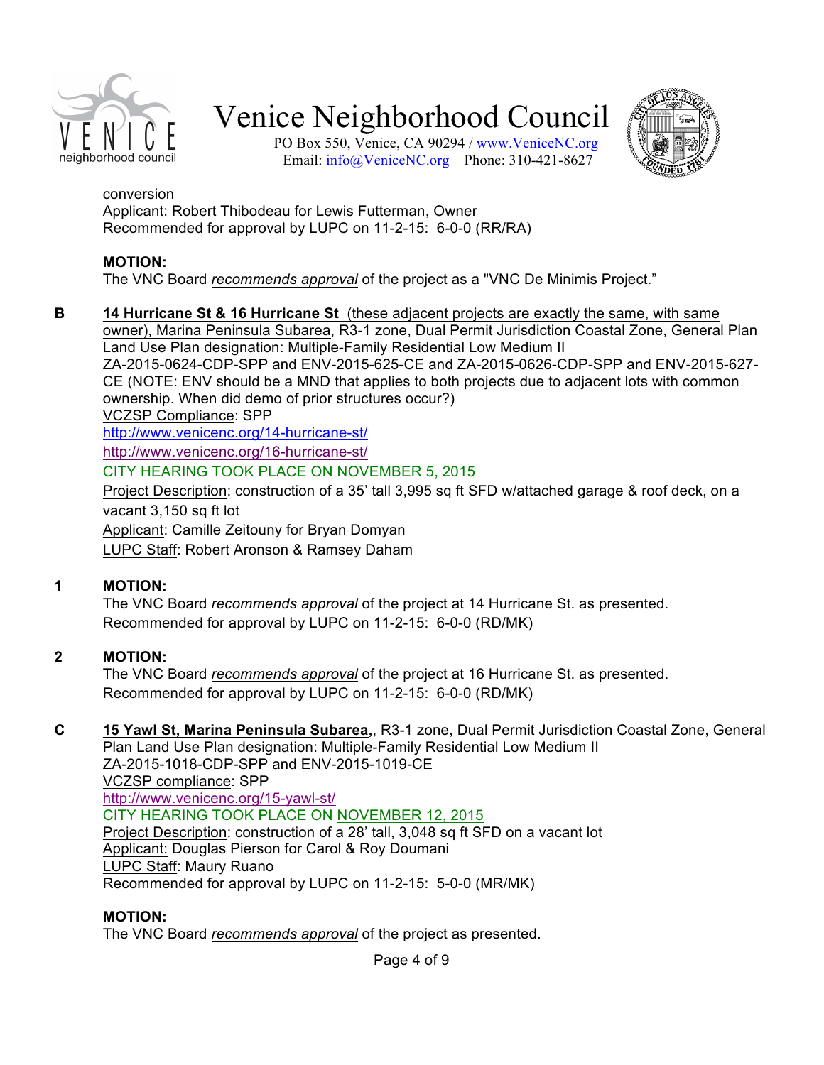conversion
Applicant: Robert Thibodeau for Lewis Futterman, Owner
Recommended for approval by LUPC on 11-2-15: 6-0-0 (RR/RA)

**MOTION:**
The VNC Board *recommends approval* of the project as a "VNC De Minimis Project."

**B** **14 Hurricane St & 16 Hurricane St** (these adjacent projects are exactly the same, with same owner), Marina Peninsula Subarea, R3-1 zone, Dual Permit Jurisdiction Coastal Zone, General Plan Land Use Plan designation: Multiple-Family Residential Low Medium II
ZA-2015-0624-CDP-SPP and ENV-2015-625-CE and ZA-2015-0626-CDP-SPP and ENV-2015-627-CE (NOTE: ENV should be a MND that applies to both projects due to adjacent lots with common ownership. When did demo of prior structures occur?)
VCZSP Compliance: SPP
http://www.venicenc.org/14-hurricane-st/
http://www.venicenc.org/16-hurricane-st/
CITY HEARING TOOK PLACE ON NOVEMBER 5, 2015
Project Description: construction of a 35' tall 3,995 sq ft SFD w/attached garage & roof deck, on a vacant 3,150 sq ft lot
Applicant: Camille Zeitouny for Bryan Domyan
LUPC Staff: Robert Aronson & Ramsey Daham

**1** **MOTION:**
The VNC Board *recommends approval* of the project at 14 Hurricane St. as presented.
Recommended for approval by LUPC on 11-2-15: 6-0-0 (RD/MK)

**2** **MOTION:**
The VNC Board *recommends approval* of the project at 16 Hurricane St. as presented.
Recommended for approval by LUPC on 11-2-15: 6-0-0 (RD/MK)

**C** **15 Yawl St, Marina Peninsula Subarea,**, R3-1 zone, Dual Permit Jurisdiction Coastal Zone, General Plan Land Use Plan designation: Multiple-Family Residential Low Medium II
ZA-2015-1018-CDP-SPP and ENV-2015-1019-CE
VCZSP compliance: SPP
http://www.venicenc.org/15-yawl-st/
CITY HEARING TOOK PLACE ON NOVEMBER 12, 2015
Project Description: construction of a 28' tall, 3,048 sq ft SFD on a vacant lot
Applicant: Douglas Pierson for Carol & Roy Doumani
LUPC Staff: Maury Ruano
Recommended for approval by LUPC on 11-2-15: 5-0-0 (MR/MK)

**MOTION:**
The VNC Board *recommends approval* of the project as presented.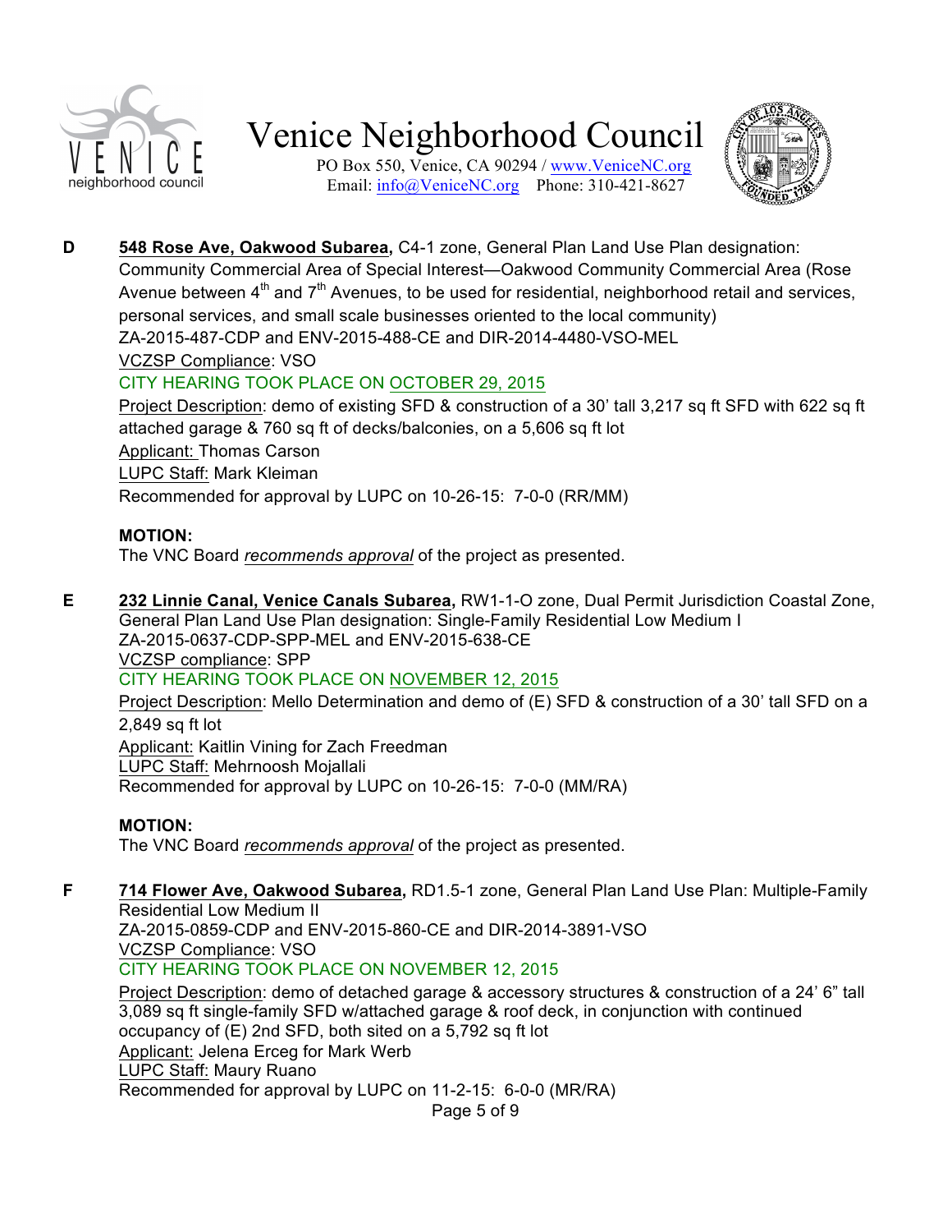**D** **548 Rose Ave, Oakwood Subarea,** C4-1 zone, General Plan Land Use Plan designation: Community Commercial Area of Special Interest—Oakwood Community Commercial Area (Rose Avenue between 4th and 7th Avenues, to be used for residential, neighborhood retail and services, personal services, and small scale businesses oriented to the local community)
ZA-2015-487-CDP and ENV-2015-488-CE and DIR-2014-4480-VSO-MEL
VCZSP Compliance: VSO
CITY HEARING TOOK PLACE ON OCTOBER 29, 2015
Project Description: demo of existing SFD & construction of a 30' tall 3,217 sq ft SFD with 622 sq ft attached garage & 760 sq ft of decks/balconies, on a 5,606 sq ft lot
Applicant: Thomas Carson
LUPC Staff: Mark Kleiman
Recommended for approval by LUPC on 10-26-15: 7-0-0 (RR/MM)

**MOTION:**
The VNC Board *recommends approval* of the project as presented.

**E** **232 Linnie Canal, Venice Canals Subarea,** RW1-1-O zone, Dual Permit Jurisdiction Coastal Zone, General Plan Land Use Plan designation: Single-Family Residential Low Medium I
ZA-2015-0637-CDP-SPP-MEL and ENV-2015-638-CE
VCZSP compliance: SPP
CITY HEARING TOOK PLACE ON NOVEMBER 12, 2015
Project Description: Mello Determination and demo of (E) SFD & construction of a 30' tall SFD on a 2,849 sq ft lot
Applicant: Kaitlin Vining for Zach Freedman
LUPC Staff: Mehrnoosh Mojallali
Recommended for approval by LUPC on 10-26-15: 7-0-0 (MM/RA)

**MOTION:**
The VNC Board *recommends approval* of the project as presented.

**F** **714 Flower Ave, Oakwood Subarea,** RD1.5-1 zone, General Plan Land Use Plan: Multiple-Family Residential Low Medium II
ZA-2015-0859-CDP and ENV-2015-860-CE and DIR-2014-3891-VSO
VCZSP Compliance: VSO
CITY HEARING TOOK PLACE ON NOVEMBER 12, 2015
Project Description: demo of detached garage & accessory structures & construction of a 24' 6" tall 3,089 sq ft single-family SFD w/attached garage & roof deck, in conjunction with continued occupancy of (E) 2nd SFD, both sited on a 5,792 sq ft lot
Applicant: Jelena Erceg for Mark Werb
LUPC Staff: Maury Ruano
Recommended for approval by LUPC on 11-2-15: 6-0-0 (MR/RA)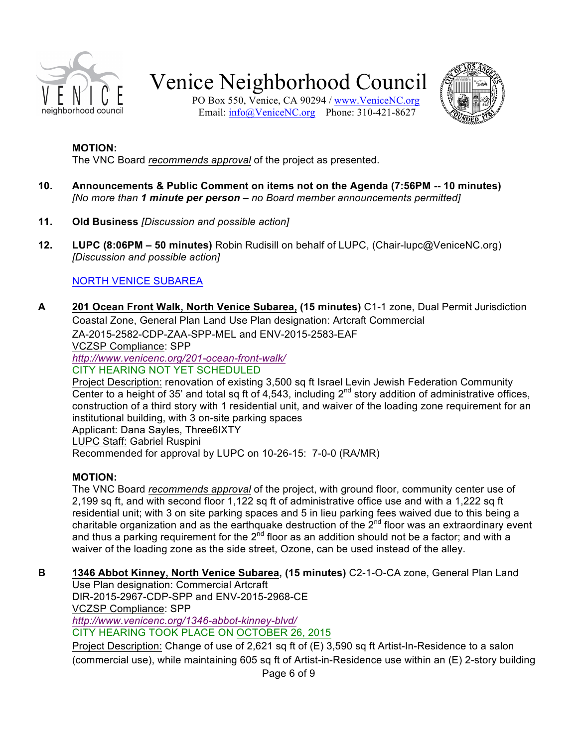**MOTION:**
The VNC Board *recommends approval* of the project as presented.

**10. Announcements & Public Comment on items not on the Agenda (7:56PM -- 10 minutes)**
*[No more than **1 minute per person** – no Board member announcements permitted]*

**11. Old Business** *[Discussion and possible action]*

**12. LUPC (8:06PM – 50 minutes)** Robin Rudisill on behalf of LUPC, (Chair-lupc@VeniceNC.org)
*[Discussion and possible action]*

NORTH VENICE SUBAREA

**A 201 Ocean Front Walk, North Venice Subarea, (15 minutes)** C1-1 zone, Dual Permit Jurisdiction Coastal Zone, General Plan Land Use Plan designation: Artcraft Commercial
ZA-2015-2582-CDP-ZAA-SPP-MEL and ENV-2015-2583-EAF
VCZSP Compliance: SPP
*http://www.venicenc.org/201-ocean-front-walk/*
CITY HEARING NOT YET SCHEDULED
Project Description: renovation of existing 3,500 sq ft Israel Levin Jewish Federation Community Center to a height of 35' and total sq ft of 4,543, including 2nd story addition of administrative offices, construction of a third story with 1 residential unit, and waiver of the loading zone requirement for an institutional building, with 3 on-site parking spaces
Applicant: Dana Sayles, Three6IXTY
LUPC Staff: Gabriel Ruspini
Recommended for approval by LUPC on 10-26-15: 7-0-0 (RA/MR)

**MOTION:**
The VNC Board *recommends approval* of the project, with ground floor, community center use of 2,199 sq ft, and with second floor 1,122 sq ft of administrative office use and with a 1,222 sq ft residential unit; with 3 on site parking spaces and 5 in lieu parking fees waived due to this being a charitable organization and as the earthquake destruction of the 2nd floor was an extraordinary event and thus a parking requirement for the 2nd floor as an addition should not be a factor; and with a waiver of the loading zone as the side street, Ozone, can be used instead of the alley.

**B 1346 Abbot Kinney, North Venice Subarea, (15 minutes)** C2-1-O-CA zone, General Plan Land Use Plan designation: Commercial Artcraft
DIR-2015-2967-CDP-SPP and ENV-2015-2968-CE
VCZSP Compliance: SPP
*http://www.venicenc.org/1346-abbot-kinney-blvd/*
CITY HEARING TOOK PLACE ON OCTOBER 26, 2015
Project Description: Change of use of 2,621 sq ft of (E) 3,590 sq ft Artist-In-Residence to a salon (commercial use), while maintaining 605 sq ft of Artist-in-Residence use within an (E) 2-story building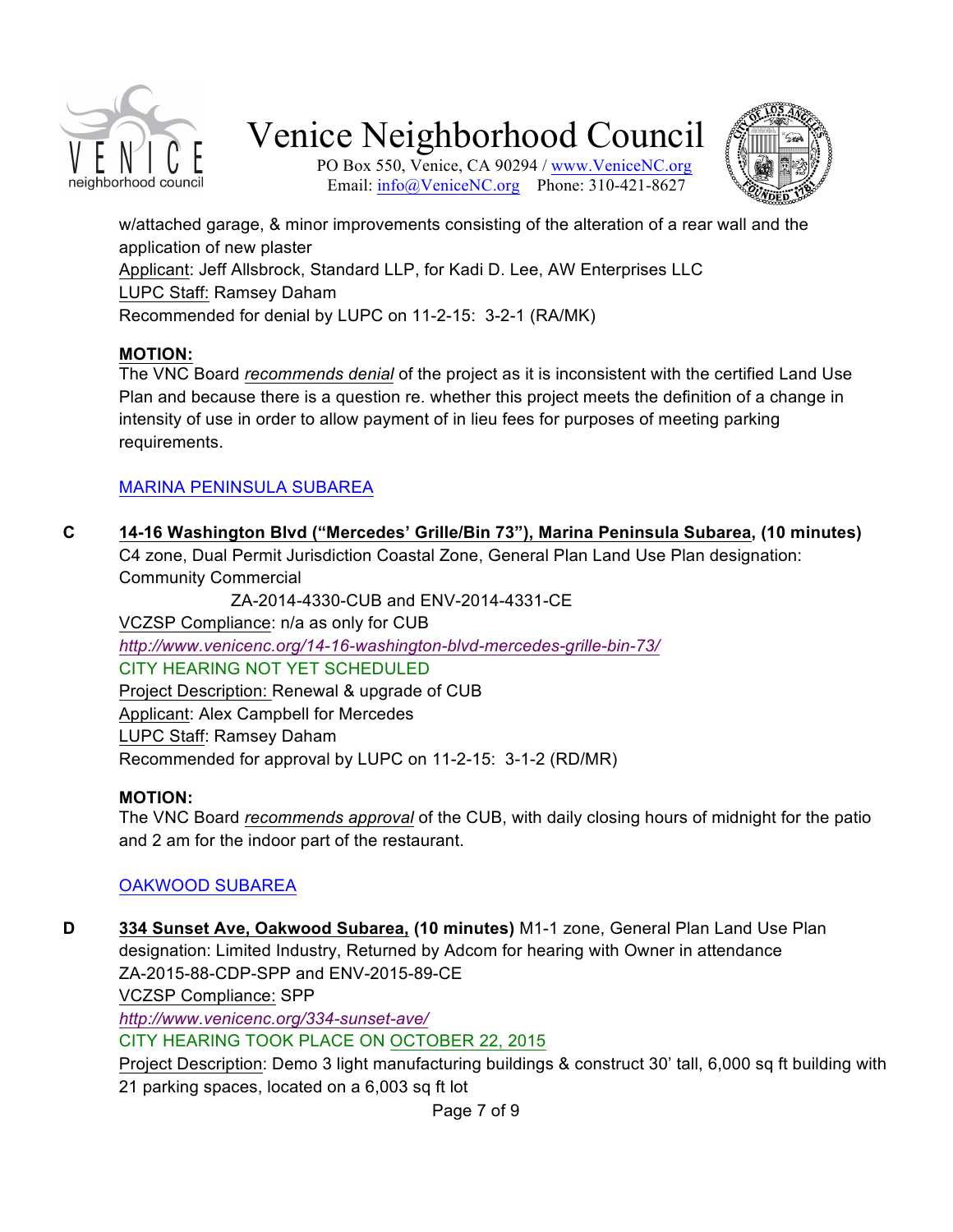w/attached garage, & minor improvements consisting of the alteration of a rear wall and the application of new plaster

Applicant: Jeff Allsbrock, Standard LLP, for Kadi D. Lee, AW Enterprises LLC

LUPC Staff: Ramsey Daham

Recommended for denial by LUPC on 11-2-15: 3-2-1 (RA/MK)

**MOTION:**

The VNC Board *recommends denial* of the project as it is inconsistent with the certified Land Use Plan and because there is a question re. whether this project meets the definition of a change in intensity of use in order to allow payment of in lieu fees for purposes of meeting parking requirements.

MARINA PENINSULA SUBAREA

**C 14-16 Washington Blvd ("Mercedes' Grille/Bin 73"), Marina Peninsula Subarea, (10 minutes)**

C4 zone, Dual Permit Jurisdiction Coastal Zone, General Plan Land Use Plan designation: Community Commercial

ZA-2014-4330-CUB and ENV-2014-4331-CE

VCZSP Compliance: n/a as only for CUB

*http://www.venicenc.org/14-16-washington-blvd-mercedes-grille-bin-73/*

CITY HEARING NOT YET SCHEDULED

Project Description: Renewal & upgrade of CUB

Applicant: Alex Campbell for Mercedes

LUPC Staff: Ramsey Daham

Recommended for approval by LUPC on 11-2-15: 3-1-2 (RD/MR)

**MOTION:**

The VNC Board *recommends approval* of the CUB, with daily closing hours of midnight for the patio and 2 am for the indoor part of the restaurant.

OAKWOOD SUBAREA

**D 334 Sunset Ave, Oakwood Subarea, (10 minutes)** M1-1 zone, General Plan Land Use Plan designation: Limited Industry, Returned by Adcom for hearing with Owner in attendance

ZA-2015-88-CDP-SPP and ENV-2015-89-CE

VCZSP Compliance: SPP

*http://www.venicenc.org/334-sunset-ave/*

CITY HEARING TOOK PLACE ON OCTOBER 22, 2015

Project Description: Demo 3 light manufacturing buildings & construct 30' tall, 6,000 sq ft building with 21 parking spaces, located on a 6,003 sq ft lot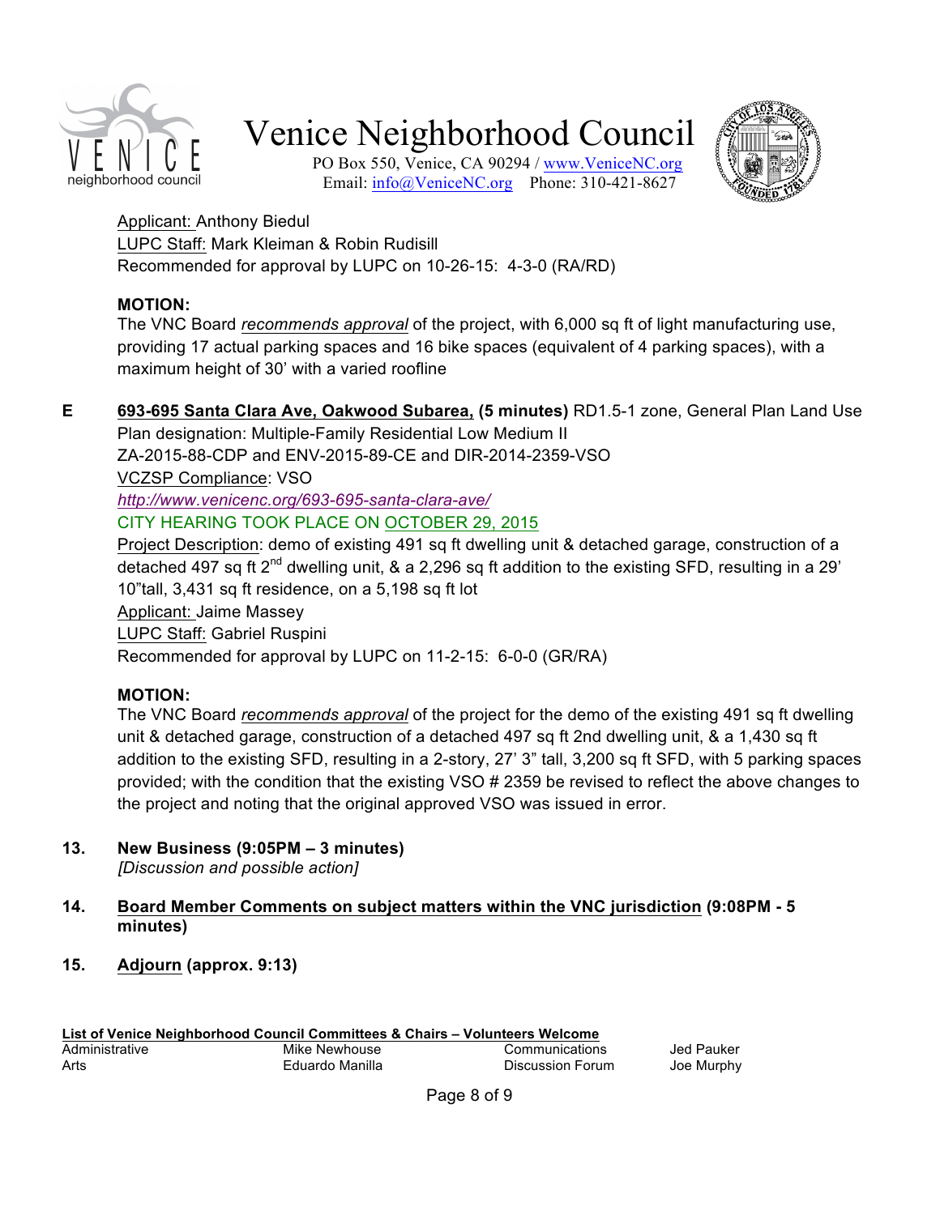Applicant: Anthony Biedul
LUPC Staff: Mark Kleiman & Robin Rudisill
Recommended for approval by LUPC on 10-26-15: 4-3-0 (RA/RD)

**MOTION:**
The VNC Board *recommends approval* of the project, with 6,000 sq ft of light manufacturing use, providing 17 actual parking spaces and 16 bike spaces (equivalent of 4 parking spaces), with a maximum height of 30' with a varied roofline

**E** **693-695 Santa Clara Ave, Oakwood Subarea, (5 minutes)** RD1.5-1 zone, General Plan Land Use Plan designation: Multiple-Family Residential Low Medium II
ZA-2015-88-CDP and ENV-2015-89-CE and DIR-2014-2359-VSO
VCZSP Compliance: VSO
*http://www.venicenc.org/693-695-santa-clara-ave/*
CITY HEARING TOOK PLACE ON OCTOBER 29, 2015
Project Description: demo of existing 491 sq ft dwelling unit & detached garage, construction of a detached 497 sq ft 2nd dwelling unit, & a 2,296 sq ft addition to the existing SFD, resulting in a 29' 10"tall, 3,431 sq ft residence, on a 5,198 sq ft lot
Applicant: Jaime Massey
LUPC Staff: Gabriel Ruspini
Recommended for approval by LUPC on 11-2-15: 6-0-0 (GR/RA)

**MOTION:**
The VNC Board *recommends approval* of the project for the demo of the existing 491 sq ft dwelling unit & detached garage, construction of a detached 497 sq ft 2nd dwelling unit, & a 1,430 sq ft addition to the existing SFD, resulting in a 2-story, 27' 3" tall, 3,200 sq ft SFD, with 5 parking spaces provided; with the condition that the existing VSO # 2359 be revised to reflect the above changes to the project and noting that the original approved VSO was issued in error.

**13. New Business (9:05PM – 3 minutes)**
*[Discussion and possible action]*

**14. Board Member Comments on subject matters within the VNC jurisdiction (9:08PM - 5 minutes)**

**15. Adjourn (approx. 9:13)**

**List of Venice Neighborhood Council Committees & Chairs – Volunteers Welcome**

| | | | |
|---|---|---|---|
| Administrative | Mike Newhouse | Communications | Jed Pauker |
| Arts | Eduardo Manilla | Discussion Forum | Joe Murphy |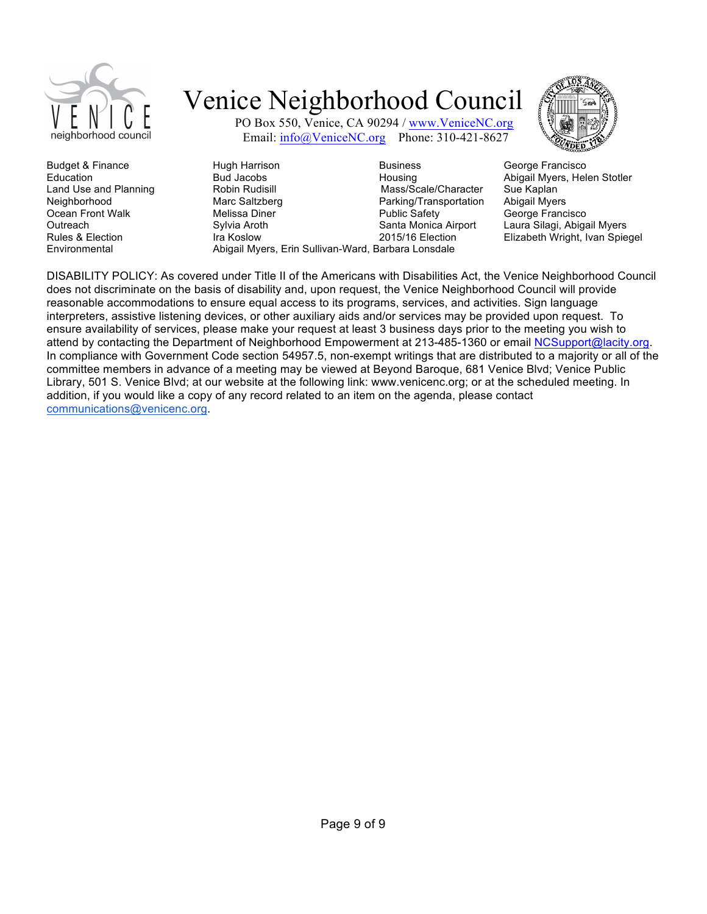# Venice Neighborhood Council

PO Box 550, Venice, CA 90294 / www.VeniceNC.org
Email: info@VeniceNC.org Phone: 310-421-8627

| | | | |
|---|---|---|---|
| Budget & Finance | Hugh Harrison | Business | George Francisco |
| Education | Bud Jacobs | Housing | Abigail Myers, Helen Stotler |
| Land Use and Planning | Robin Rudisill | Mass/Scale/Character | Sue Kaplan |
| Neighborhood | Marc Saltzberg | Parking/Transportation | Abigail Myers |
| Ocean Front Walk | Melissa Diner | Public Safety | George Francisco |
| Outreach | Sylvia Aroth | Santa Monica Airport | Laura Silagi, Abigail Myers |
| Rules & Election | Ira Koslow | 2015/16 Election | Elizabeth Wright, Ivan Spiegel |
| Environmental | Abigail Myers, Erin Sullivan-Ward, Barbara Lonsdale | | |

DISABILITY POLICY: As covered under Title II of the Americans with Disabilities Act, the Venice Neighborhood Council does not discriminate on the basis of disability and, upon request, the Venice Neighborhood Council will provide reasonable accommodations to ensure equal access to its programs, services, and activities. Sign language interpreters, assistive listening devices, or other auxiliary aids and/or services may be provided upon request. To ensure availability of services, please make your request at least 3 business days prior to the meeting you wish to attend by contacting the Department of Neighborhood Empowerment at 213-485-1360 or email NCSupport@lacity.org. In compliance with Government Code section 54957.5, non-exempt writings that are distributed to a majority or all of the committee members in advance of a meeting may be viewed at Beyond Baroque, 681 Venice Blvd; Venice Public Library, 501 S. Venice Blvd; at our website at the following link: www.venicenc.org; or at the scheduled meeting. In addition, if you would like a copy of any record related to an item on the agenda, please contact communications@venicenc.org.